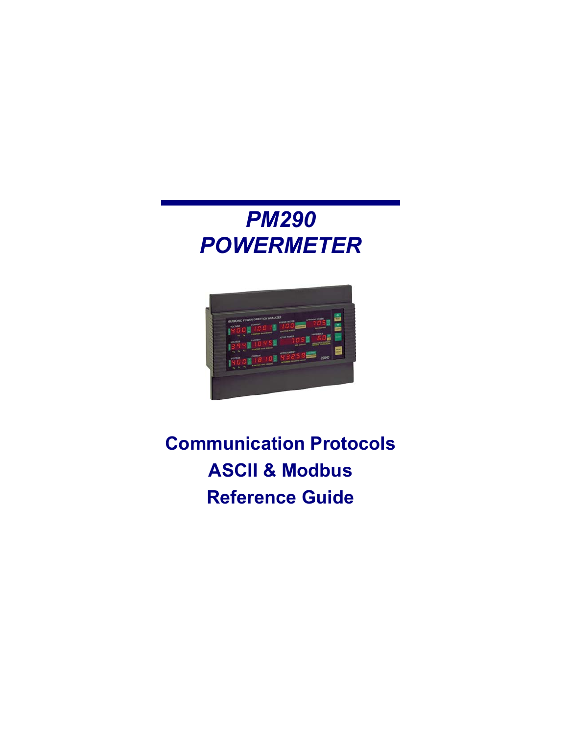# PM290
# POWERMETER

## Communication Protocols
## ASCII & Modbus
## Reference Guide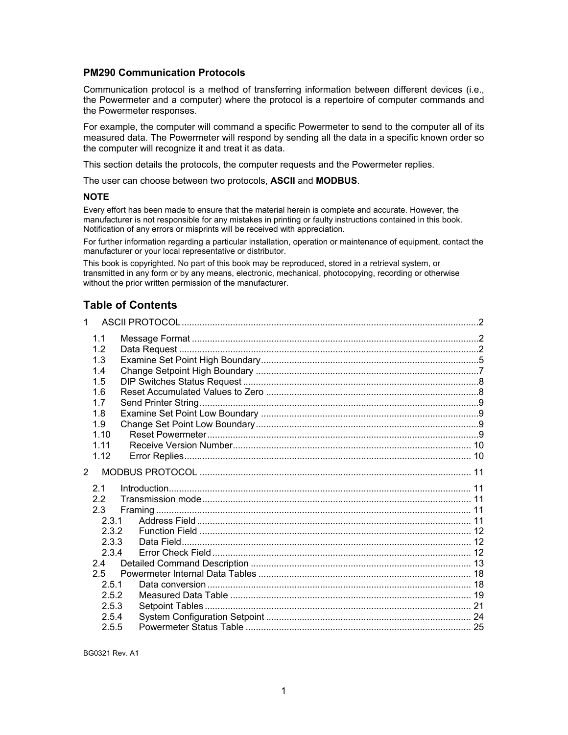**PM290 Communication Protocols**

Communication protocol is a method of transferring information between different devices (i.e., the Powermeter and a computer) where the protocol is a repertoire of computer commands and the Powermeter responses.

For example, the computer will command a specific Powermeter to send to the computer all of its measured data. The Powermeter will respond by sending all the data in a specific known order so the computer will recognize it and treat it as data.

This section details the protocols, the computer requests and the Powermeter replies.

The user can choose between two protocols, **ASCII** and **MODBUS**.

**NOTE**

Every effort has been made to ensure that the material herein is complete and accurate. However, the manufacturer is not responsible for any mistakes in printing or faulty instructions contained in this book. Notification of any errors or misprints will be received with appreciation.

For further information regarding a particular installation, operation or maintenance of equipment, contact the manufacturer or your local representative or distributor.

This book is copyrighted. No part of this book may be reproduced, stored in a retrieval system, or transmitted in any form or by any means, electronic, mechanical, photocopying, recording or otherwise without the prior written permission of the manufacturer.

## Table of Contents

1 ASCII PROTOCOL .......... 2

- 1.1 Message Format .......... 2
- 1.2 Data Request .......... 2
- 1.3 Examine Set Point High Boundary .......... 5
- 1.4 Change Setpoint High Boundary .......... 7
- 1.5 DIP Switches Status Request .......... 8
- 1.6 Reset Accumulated Values to Zero .......... 8
- 1.7 Send Printer String .......... 9
- 1.8 Examine Set Point Low Boundary .......... 9
- 1.9 Change Set Point Low Boundary .......... 9
- 1.10 Reset Powermeter .......... 9
- 1.11 Receive Version Number .......... 10
- 1.12 Error Replies .......... 10

2 MODBUS PROTOCOL .......... 11

- 2.1 Introduction .......... 11
- 2.2 Transmission mode .......... 11
- 2.3 Framing .......... 11
  - 2.3.1 Address Field .......... 11
  - 2.3.2 Function Field .......... 12
  - 2.3.3 Data Field .......... 12
  - 2.3.4 Error Check Field .......... 12
- 2.4 Detailed Command Description .......... 13
- 2.5 Powermeter Internal Data Tables .......... 18
  - 2.5.1 Data conversion .......... 18
  - 2.5.2 Measured Data Table .......... 19
  - 2.5.3 Setpoint Tables .......... 21
  - 2.5.4 System Configuration Setpoint .......... 24
  - 2.5.5 Powermeter Status Table .......... 25

BG0321 Rev. A1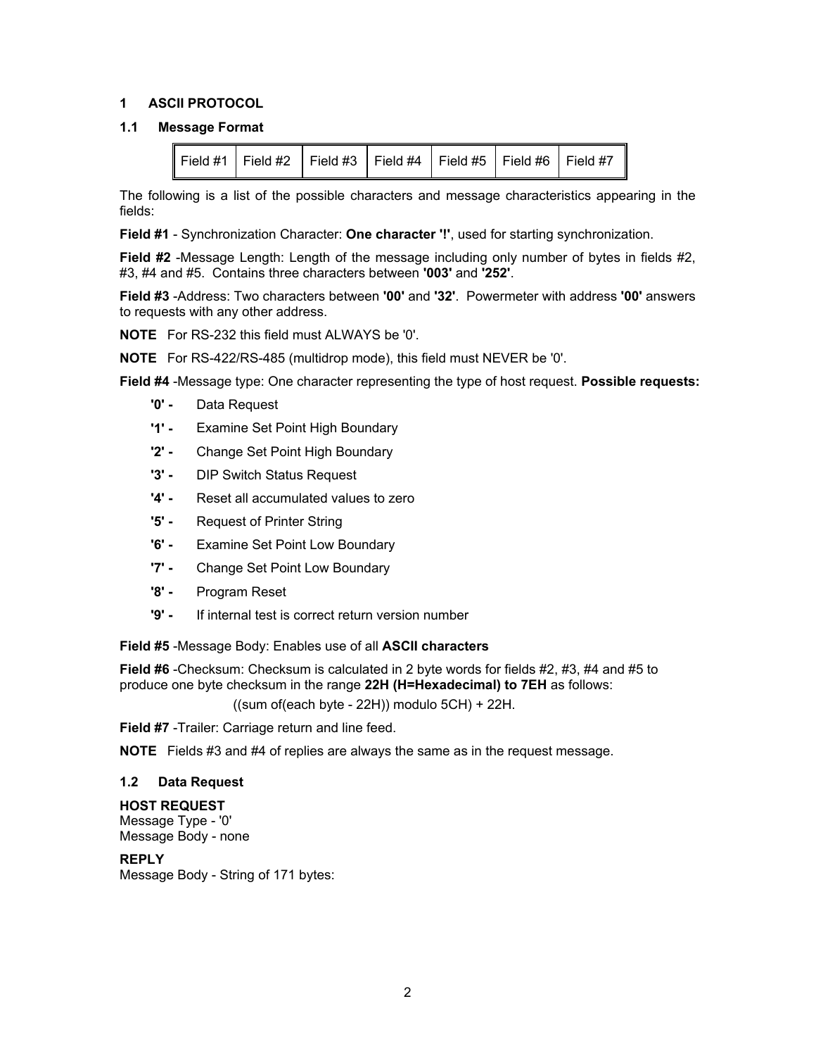# 1 ASCII PROTOCOL

## 1.1 Message Format

| Field #1 | Field #2 | Field #3 | Field #4 | Field #5 | Field #6 | Field #7 |
|---|---|---|---|---|---|---|

The following is a list of the possible characters and message characteristics appearing in the fields:

**Field #1** - Synchronization Character: **One character '!'**, used for starting synchronization.

**Field #2** -Message Length: Length of the message including only number of bytes in fields #2, #3, #4 and #5. Contains three characters between **'003'** and **'252'**.

**Field #3** -Address: Two characters between **'00'** and **'32'**. Powermeter with address **'00'** answers to requests with any other address.

**NOTE** For RS-232 this field must ALWAYS be '0'.

**NOTE** For RS-422/RS-485 (multidrop mode), this field must NEVER be '0'.

**Field #4** -Message type: One character representing the type of host request. **Possible requests:**

- **'0' -** Data Request
- **'1' -** Examine Set Point High Boundary
- **'2' -** Change Set Point High Boundary
- **'3' -** DIP Switch Status Request
- **'4' -** Reset all accumulated values to zero
- **'5' -** Request of Printer String
- **'6' -** Examine Set Point Low Boundary
- **'7' -** Change Set Point Low Boundary
- **'8' -** Program Reset
- **'9' -** If internal test is correct return version number

**Field #5** -Message Body: Enables use of all **ASCII characters**

**Field #6** -Checksum: Checksum is calculated in 2 byte words for fields #2, #3, #4 and #5 to produce one byte checksum in the range **22H (H=Hexadecimal) to 7EH** as follows:

((sum of(each byte - 22H)) modulo 5CH) + 22H.

**Field #7** -Trailer: Carriage return and line feed.

**NOTE** Fields #3 and #4 of replies are always the same as in the request message.

## 1.2 Data Request

**HOST REQUEST**
Message Type - '0'
Message Body - none

**REPLY**
Message Body - String of 171 bytes: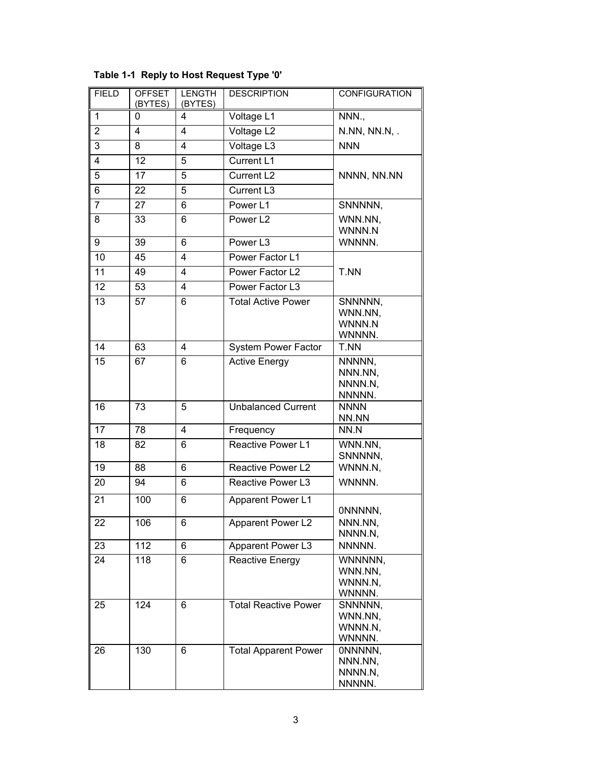**Table 1-1 Reply to Host Request Type '0'**

| FIELD | OFFSET (BYTES) | LENGTH (BYTES) | DESCRIPTION | CONFIGURATION |
|---|---|---|---|---|
| 1 | 0 | 4 | Voltage L1 | NNN., |
| 2 | 4 | 4 | Voltage L2 | N.NN, NN.N, . |
| 3 | 8 | 4 | Voltage L3 | NNN |
| 4 | 12 | 5 | Current L1 | |
| 5 | 17 | 5 | Current L2 | NNNN, NN.NN |
| 6 | 22 | 5 | Current L3 | |
| 7 | 27 | 6 | Power L1 | SNNNNN, |
| 8 | 33 | 6 | Power L2 | WNN.NN, WNNN.N |
| 9 | 39 | 6 | Power L3 | WNNNN. |
| 10 | 45 | 4 | Power Factor L1 | |
| 11 | 49 | 4 | Power Factor L2 | T.NN |
| 12 | 53 | 4 | Power Factor L3 | |
| 13 | 57 | 6 | Total Active Power | SNNNNN, WNN.NN, WNNN.N WNNNN. |
| 14 | 63 | 4 | System Power Factor | T.NN |
| 15 | 67 | 6 | Active Energy | NNNNN, NNN.NN, NNNN.N, NNNNN. |
| 16 | 73 | 5 | Unbalanced Current | NNNN NN.NN |
| 17 | 78 | 4 | Frequency | NN.N |
| 18 | 82 | 6 | Reactive Power L1 | WNN.NN, SNNNNN, |
| 19 | 88 | 6 | Reactive Power L2 | WNNN.N, |
| 20 | 94 | 6 | Reactive Power L3 | WNNNN. |
| 21 | 100 | 6 | Apparent Power L1 | 0NNNNN, |
| 22 | 106 | 6 | Apparent Power L2 | NNN.NN, NNNN.N, |
| 23 | 112 | 6 | Apparent Power L3 | NNNNN. |
| 24 | 118 | 6 | Reactive Energy | WNNNNN, WNN.NN, WNNN.N, WNNNN. |
| 25 | 124 | 6 | Total Reactive Power | SNNNNN, WNN.NN, WNNN.N, WNNNN. |
| 26 | 130 | 6 | Total Apparent Power | 0NNNNN, NNN.NN, NNNN.N, NNNNN. |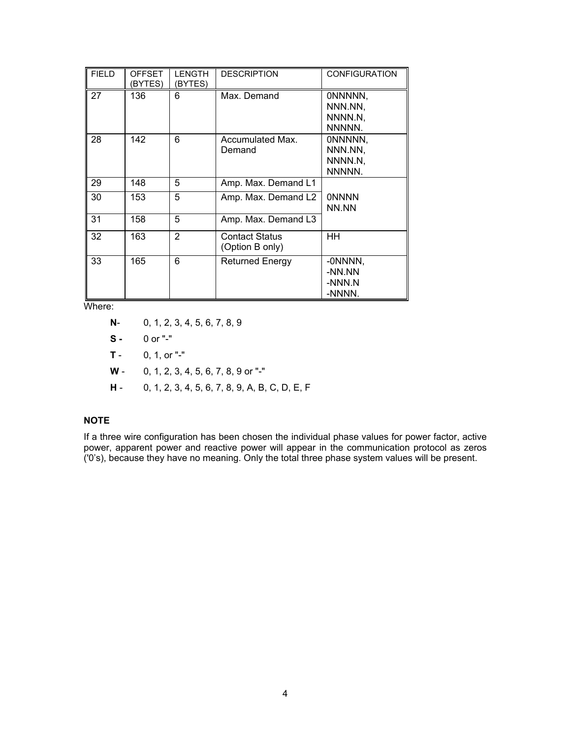| FIELD | OFFSET (BYTES) | LENGTH (BYTES) | DESCRIPTION | CONFIGURATION |
|---|---|---|---|---|
| 27 | 136 | 6 | Max. Demand | 0NNNNN, NNN.NN, NNNN.N, NNNNN. |
| 28 | 142 | 6 | Accumulated Max. Demand | 0NNNNN, NNN.NN, NNNN.N, NNNNN. |
| 29 | 148 | 5 | Amp. Max. Demand L1 | 0NNNN NN.NN |
| 30 | 153 | 5 | Amp. Max. Demand L2 | |
| 31 | 158 | 5 | Amp. Max. Demand L3 | |
| 32 | 163 | 2 | Contact Status (Option B only) | HH |
| 33 | 165 | 6 | Returned Energy | -0NNNN, -NN.NN -NNN.N -NNNN. |

Where:

- **N**- 0, 1, 2, 3, 4, 5, 6, 7, 8, 9
- **S -** 0 or "-"
- **T** - 0, 1, or "-"
- **W** - 0, 1, 2, 3, 4, 5, 6, 7, 8, 9 or "-"
- **H** - 0, 1, 2, 3, 4, 5, 6, 7, 8, 9, A, B, C, D, E, F

**NOTE**

If a three wire configuration has been chosen the individual phase values for power factor, active power, apparent power and reactive power will appear in the communication protocol as zeros ('0's), because they have no meaning. Only the total three phase system values will be present.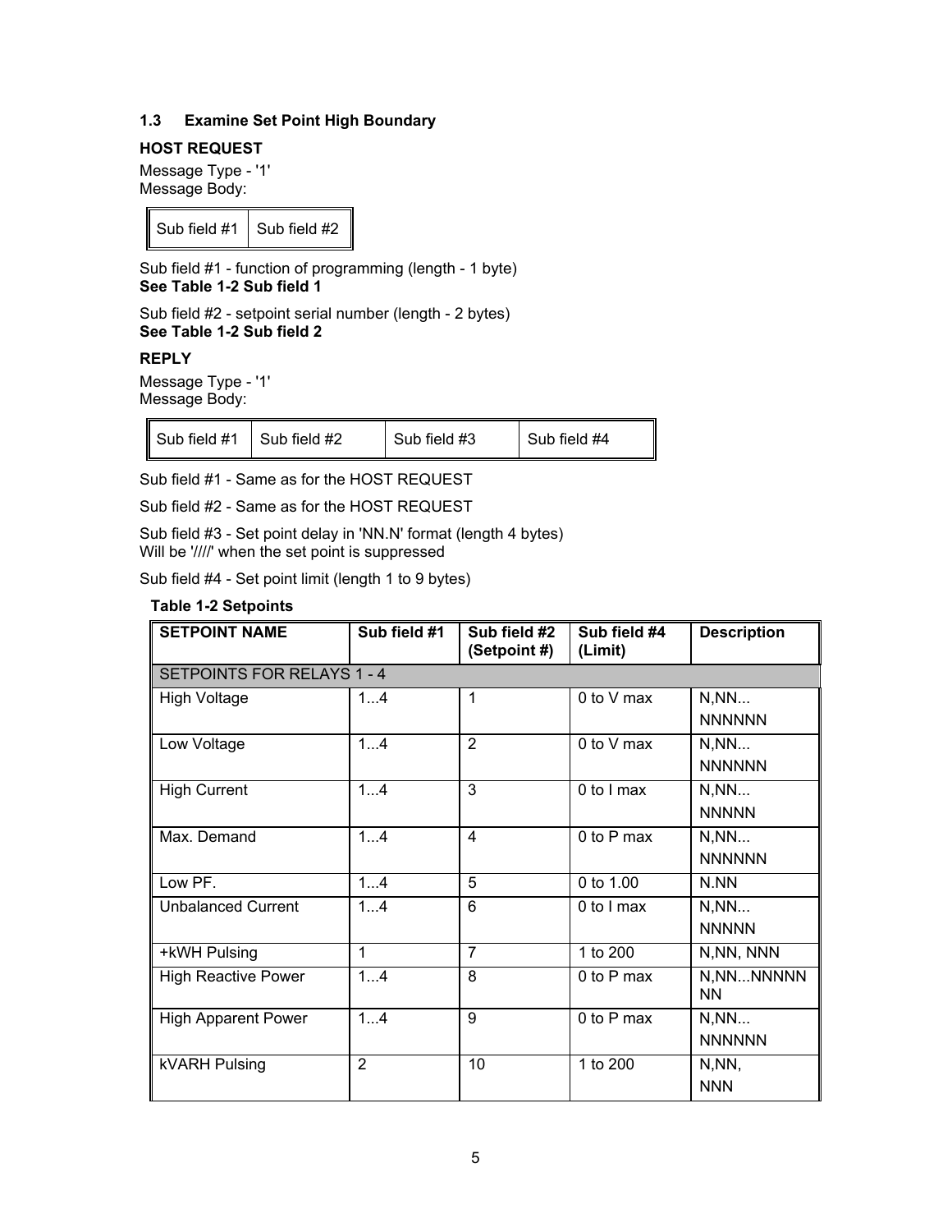### 1.3 Examine Set Point High Boundary

**HOST REQUEST**

Message Type - '1'
Message Body:

| Sub field #1 | Sub field #2 |
|---|---|

Sub field #1 - function of programming (length - 1 byte)
**See Table 1-2 Sub field 1**

Sub field #2 - setpoint serial number (length - 2 bytes)
**See Table 1-2 Sub field 2**

**REPLY**

Message Type - '1'
Message Body:

| Sub field #1 | Sub field #2 | Sub field #3 | Sub field #4 |
|---|---|---|---|

Sub field #1 - Same as for the HOST REQUEST

Sub field #2 - Same as for the HOST REQUEST

Sub field #3 - Set point delay in 'NN.N' format (length 4 bytes)
Will be '////' when the set point is suppressed

Sub field #4 - Set point limit (length 1 to 9 bytes)

**Table 1-2 Setpoints**

| SETPOINT NAME | Sub field #1 | Sub field #2 (Setpoint #) | Sub field #4 (Limit) | Description |
|---|---|---|---|---|
| SETPOINTS FOR RELAYS 1 - 4 | | | | |
| High Voltage | 1...4 | 1 | 0 to V max | N,NN... NNNNNN |
| Low Voltage | 1...4 | 2 | 0 to V max | N,NN... NNNNNN |
| High Current | 1...4 | 3 | 0 to I max | N,NN... NNNNN |
| Max. Demand | 1...4 | 4 | 0 to P max | N,NN... NNNNNN |
| Low PF. | 1...4 | 5 | 0 to 1.00 | N.NN |
| Unbalanced Current | 1...4 | 6 | 0 to I max | N,NN... NNNNN |
| +kWH Pulsing | 1 | 7 | 1 to 200 | N,NN, NNN |
| High Reactive Power | 1...4 | 8 | 0 to P max | N,NN...NNNNNNN |
| High Apparent Power | 1...4 | 9 | 0 to P max | N,NN... NNNNNN |
| kVARH Pulsing | 2 | 10 | 1 to 200 | N,NN, NNN |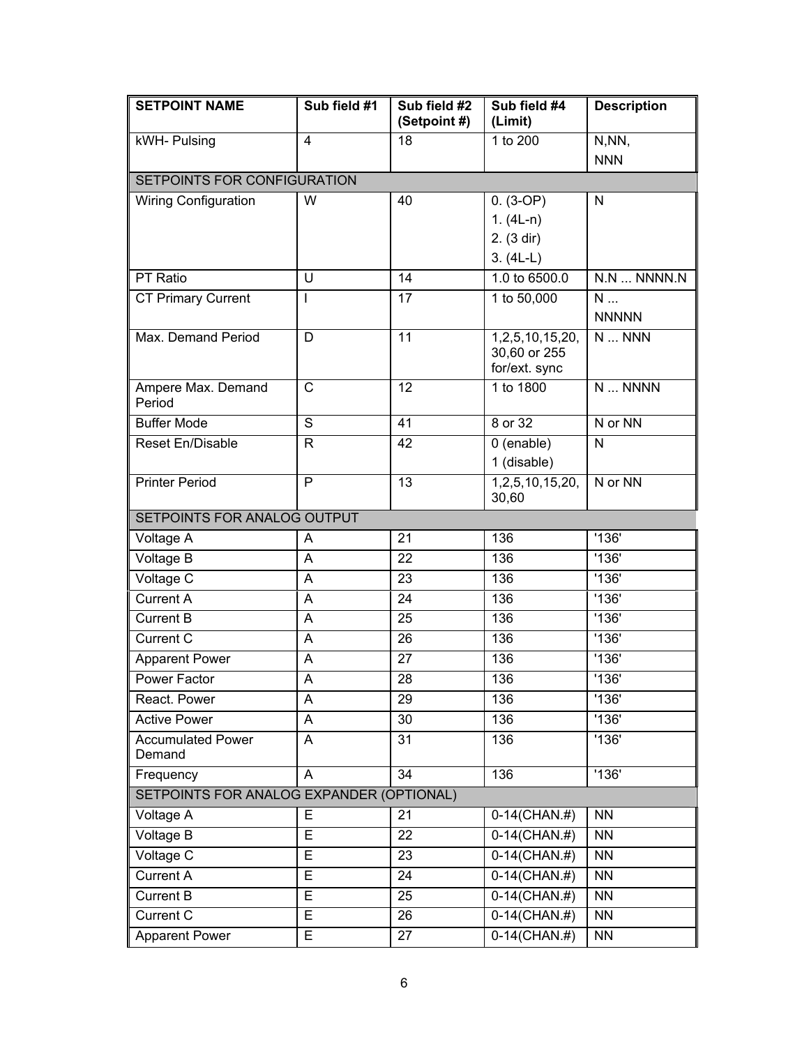| SETPOINT NAME | Sub field #1 | Sub field #2 (Setpoint #) | Sub field #4 (Limit) | Description |
|---|---|---|---|---|
| kWH- Pulsing | 4 | 18 | 1 to 200 | N,NN, NNN |
| SETPOINTS FOR CONFIGURATION | | | | |
| Wiring Configuration | W | 40 | 0. (3-OP)<br>1. (4L-n)<br>2. (3 dir)<br>3. (4L-L) | N |
| PT Ratio | U | 14 | 1.0 to 6500.0 | N.N ... NNNN.N |
| CT Primary Current | I | 17 | 1 to 50,000 | N ... NNNNN |
| Max. Demand Period | D | 11 | 1,2,5,10,15,20, 30,60 or 255 for/ext. sync | N ... NNN |
| Ampere Max. Demand Period | C | 12 | 1 to 1800 | N ... NNNN |
| Buffer Mode | S | 41 | 8 or 32 | N or NN |
| Reset En/Disable | R | 42 | 0 (enable)<br>1 (disable) | N |
| Printer Period | P | 13 | 1,2,5,10,15,20, 30,60 | N or NN |
| SETPOINTS FOR ANALOG OUTPUT | | | | |
| Voltage A | A | 21 | 136 | '136' |
| Voltage B | A | 22 | 136 | '136' |
| Voltage C | A | 23 | 136 | '136' |
| Current A | A | 24 | 136 | '136' |
| Current B | A | 25 | 136 | '136' |
| Current C | A | 26 | 136 | '136' |
| Apparent Power | A | 27 | 136 | '136' |
| Power Factor | A | 28 | 136 | '136' |
| React. Power | A | 29 | 136 | '136' |
| Active Power | A | 30 | 136 | '136' |
| Accumulated Power Demand | A | 31 | 136 | '136' |
| Frequency | A | 34 | 136 | '136' |
| SETPOINTS FOR ANALOG EXPANDER (OPTIONAL) | | | | |
| Voltage A | E | 21 | 0-14(CHAN.#) | NN |
| Voltage B | E | 22 | 0-14(CHAN.#) | NN |
| Voltage C | E | 23 | 0-14(CHAN.#) | NN |
| Current A | E | 24 | 0-14(CHAN.#) | NN |
| Current B | E | 25 | 0-14(CHAN.#) | NN |
| Current C | E | 26 | 0-14(CHAN.#) | NN |
| Apparent Power | E | 27 | 0-14(CHAN.#) | NN |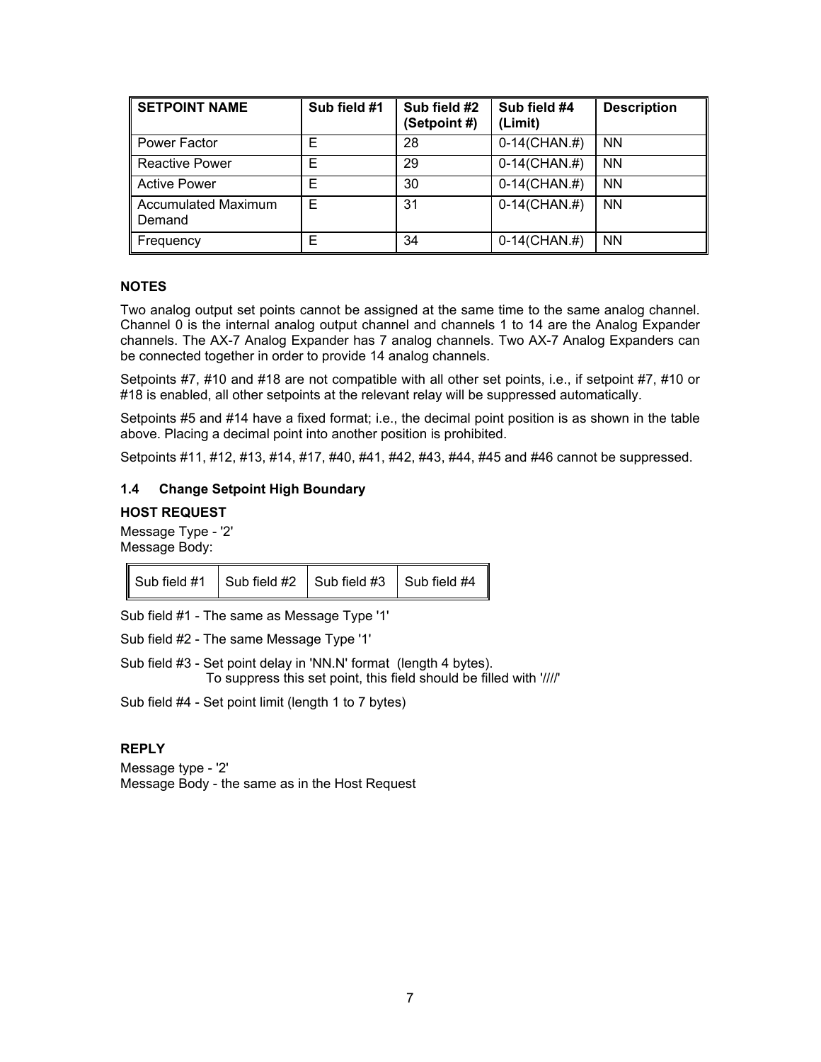| SETPOINT NAME | Sub field #1 | Sub field #2 (Setpoint #) | Sub field #4 (Limit) | Description |
|---|---|---|---|---|
| Power Factor | E | 28 | 0-14(CHAN.#) | NN |
| Reactive Power | E | 29 | 0-14(CHAN.#) | NN |
| Active Power | E | 30 | 0-14(CHAN.#) | NN |
| Accumulated Maximum Demand | E | 31 | 0-14(CHAN.#) | NN |
| Frequency | E | 34 | 0-14(CHAN.#) | NN |

**NOTES**

Two analog output set points cannot be assigned at the same time to the same analog channel. Channel 0 is the internal analog output channel and channels 1 to 14 are the Analog Expander channels. The AX-7 Analog Expander has 7 analog channels. Two AX-7 Analog Expanders can be connected together in order to provide 14 analog channels.

Setpoints #7, #10 and #18 are not compatible with all other set points, i.e., if setpoint #7, #10 or #18 is enabled, all other setpoints at the relevant relay will be suppressed automatically.

Setpoints #5 and #14 have a fixed format; i.e., the decimal point position is as shown in the table above. Placing a decimal point into another position is prohibited.

Setpoints #11, #12, #13, #14, #17, #40, #41, #42, #43, #44, #45 and #46 cannot be suppressed.

### 1.4 Change Setpoint High Boundary

**HOST REQUEST**

Message Type - '2'
Message Body:

| Sub field #1 | Sub field #2 | Sub field #3 | Sub field #4 |
|---|---|---|---|

Sub field #1 - The same as Message Type '1'

Sub field #2 - The same Message Type '1'

Sub field #3 - Set point delay in 'NN.N' format (length 4 bytes).
To suppress this set point, this field should be filled with '////'

Sub field #4 - Set point limit (length 1 to 7 bytes)

**REPLY**

Message type - '2'
Message Body - the same as in the Host Request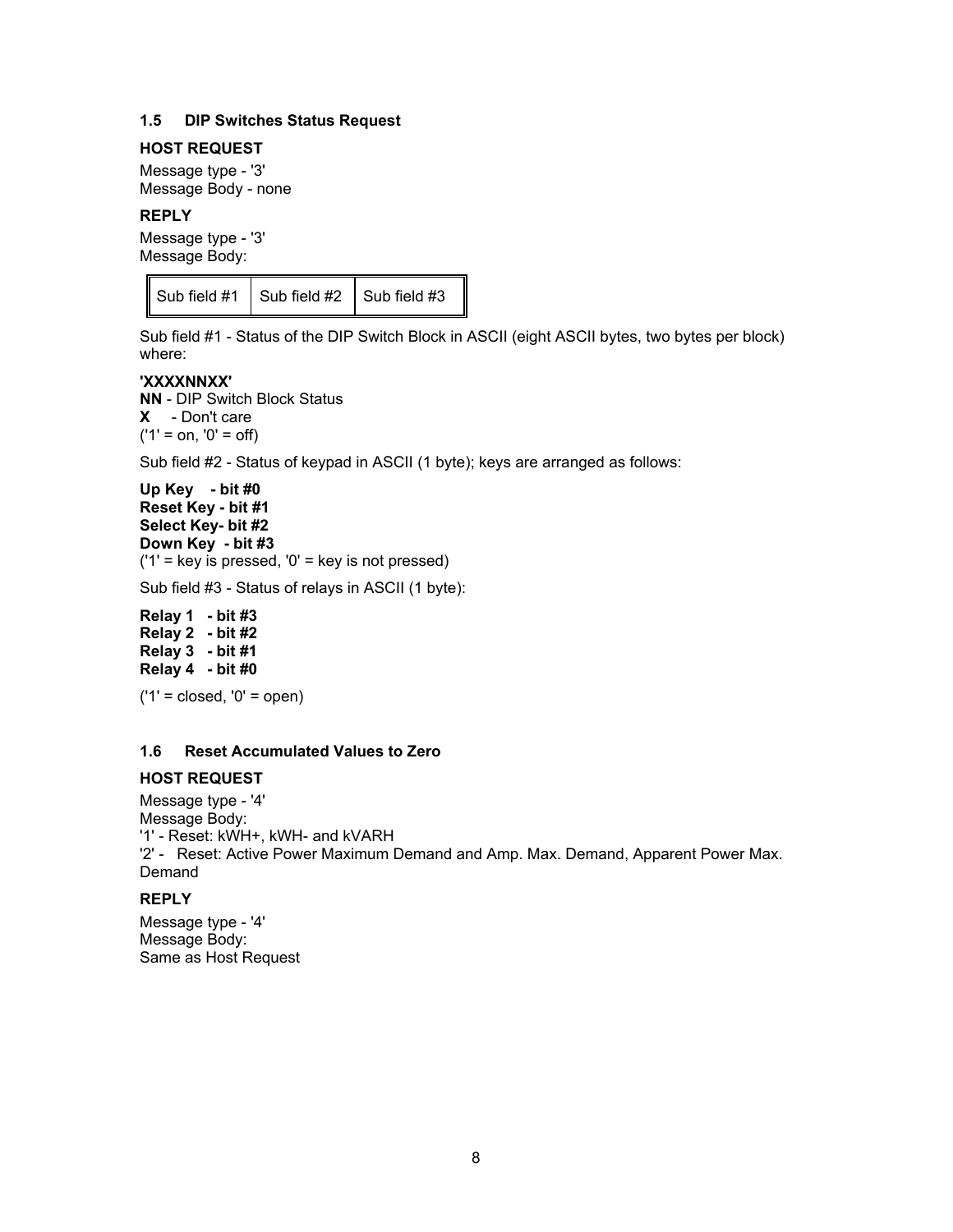### 1.5 DIP Switches Status Request

**HOST REQUEST**

Message type - '3'
Message Body - none

**REPLY**

Message type - '3'
Message Body:

| Sub field #1 | Sub field #2 | Sub field #3 |
|---|---|---|

Sub field #1 - Status of the DIP Switch Block in ASCII (eight ASCII bytes, two bytes per block) where:

**'XXXXNNXX'**
**NN** - DIP Switch Block Status
**X** - Don't care
('1' = on, '0' = off)

Sub field #2 - Status of keypad in ASCII (1 byte); keys are arranged as follows:

**Up Key - bit #0**
**Reset Key - bit #1**
**Select Key- bit #2**
**Down Key - bit #3**
('1' = key is pressed, '0' = key is not pressed)

Sub field #3 - Status of relays in ASCII (1 byte):

**Relay 1 - bit #3**
**Relay 2 - bit #2**
**Relay 3 - bit #1**
**Relay 4 - bit #0**

('1' = closed, '0' = open)

### 1.6 Reset Accumulated Values to Zero

**HOST REQUEST**

Message type - '4'
Message Body:
'1' - Reset: kWH+, kWH- and kVARH
'2' - Reset: Active Power Maximum Demand and Amp. Max. Demand, Apparent Power Max. Demand

**REPLY**

Message type - '4'
Message Body:
Same as Host Request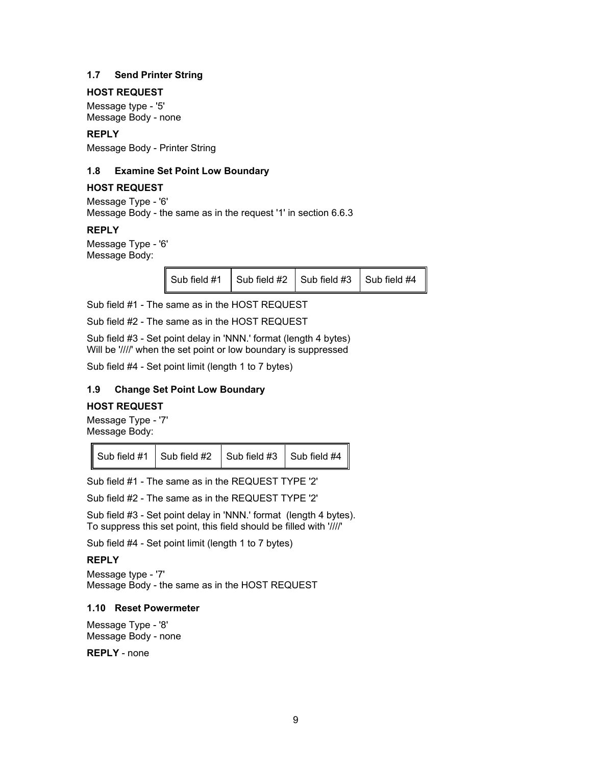### 1.7 Send Printer String

**HOST REQUEST**

Message type - '5'
Message Body - none

**REPLY**

Message Body - Printer String

### 1.8 Examine Set Point Low Boundary

**HOST REQUEST**

Message Type - '6'
Message Body - the same as in the request '1' in section 6.6.3

**REPLY**

Message Type - '6'
Message Body:

| Sub field #1 | Sub field #2 | Sub field #3 | Sub field #4 |
|---|---|---|---|

Sub field #1 - The same as in the HOST REQUEST

Sub field #2 - The same as in the HOST REQUEST

Sub field #3 - Set point delay in 'NNN.' format (length 4 bytes)
Will be '////' when the set point or low boundary is suppressed

Sub field #4 - Set point limit (length 1 to 7 bytes)

### 1.9 Change Set Point Low Boundary

**HOST REQUEST**

Message Type - '7'
Message Body:

| Sub field #1 | Sub field #2 | Sub field #3 | Sub field #4 |
|---|---|---|---|

Sub field #1 - The same as in the REQUEST TYPE '2'

Sub field #2 - The same as in the REQUEST TYPE '2'

Sub field #3 - Set point delay in 'NNN.' format (length 4 bytes).
To suppress this set point, this field should be filled with '////'

Sub field #4 - Set point limit (length 1 to 7 bytes)

**REPLY**

Message type - '7'
Message Body - the same as in the HOST REQUEST

### 1.10 Reset Powermeter

Message Type - '8'
Message Body - none

**REPLY** - none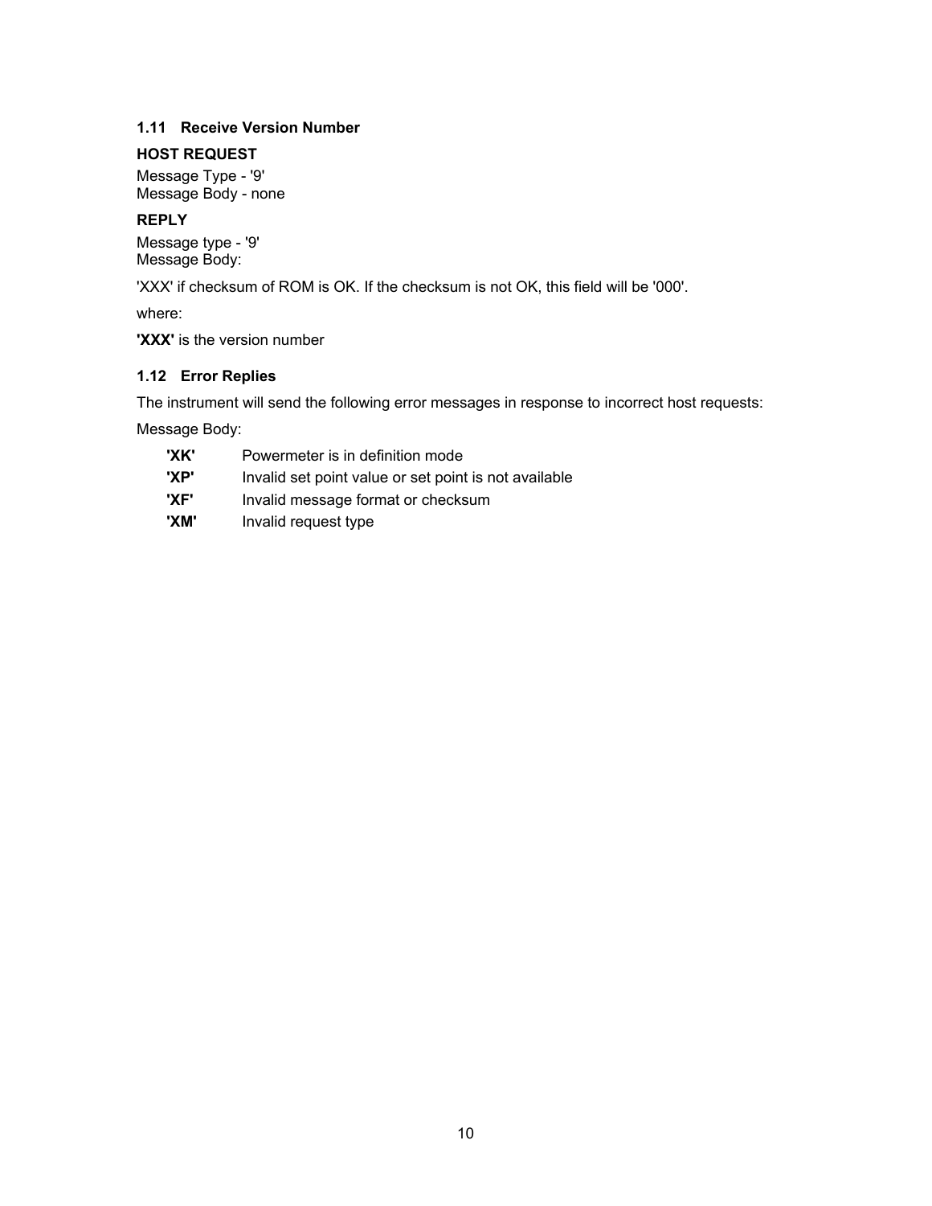### 1.11 Receive Version Number

**HOST REQUEST**

Message Type - '9'
Message Body - none

**REPLY**

Message type - '9'
Message Body:

'XXX' if checksum of ROM is OK. If the checksum is not OK, this field will be '000'.

where:

**'XXX'** is the version number

### 1.12 Error Replies

The instrument will send the following error messages in response to incorrect host requests:

Message Body:

- **'XK'** Powermeter is in definition mode
- **'XP'** Invalid set point value or set point is not available
- **'XF'** Invalid message format or checksum
- **'XM'** Invalid request type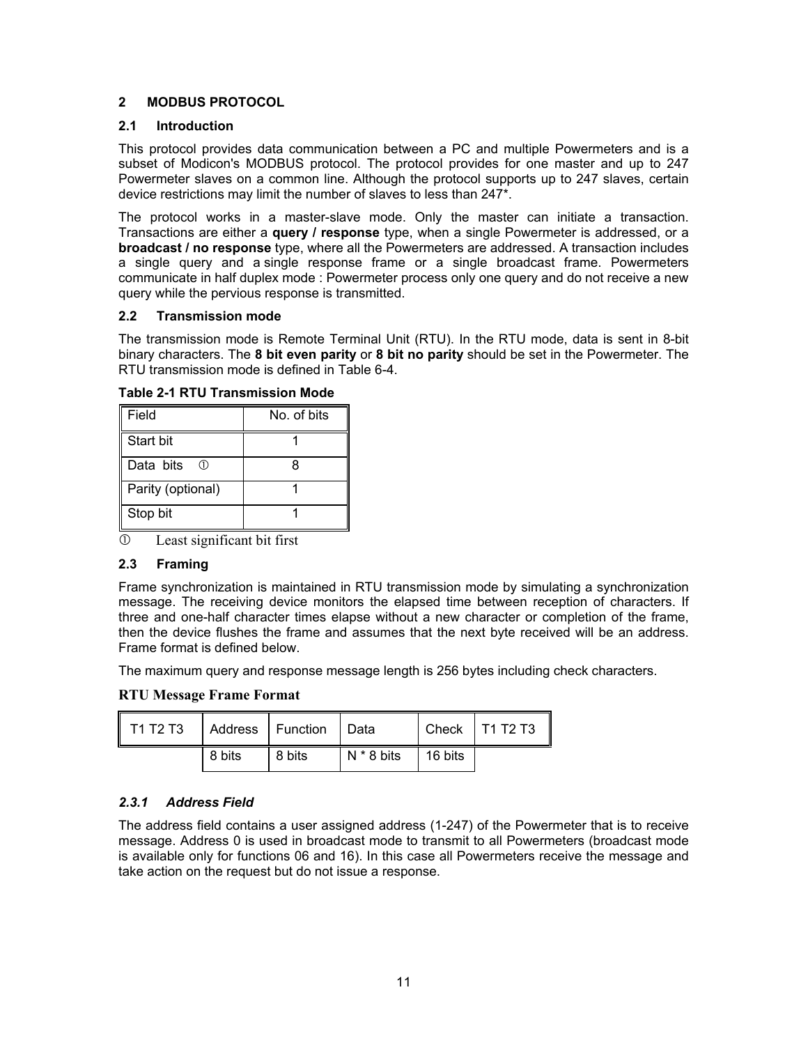## 2 MODBUS PROTOCOL

### 2.1 Introduction

This protocol provides data communication between a PC and multiple Powermeters and is a subset of Modicon's MODBUS protocol. The protocol provides for one master and up to 247 Powermeter slaves on a common line. Although the protocol supports up to 247 slaves, certain device restrictions may limit the number of slaves to less than 247*.

The protocol works in a master-slave mode. Only the master can initiate a transaction. Transactions are either a **query / response** type, when a single Powermeter is addressed, or a **broadcast / no response** type, where all the Powermeters are addressed. A transaction includes a single query and a single response frame or a single broadcast frame. Powermeters communicate in half duplex mode : Powermeter process only one query and do not receive a new query while the pervious response is transmitted.

### 2.2 Transmission mode

The transmission mode is Remote Terminal Unit (RTU). In the RTU mode, data is sent in 8-bit binary characters. The **8 bit even parity** or **8 bit no parity** should be set in the Powermeter. The RTU transmission mode is defined in Table 6-4.

**Table 2-1 RTU Transmission Mode**

| Field | No. of bits |
|---|---|
| Start bit | 1 |
| Data bits ① | 8 |
| Parity (optional) | 1 |
| Stop bit | 1 |

① Least significant bit first

### 2.3 Framing

Frame synchronization is maintained in RTU transmission mode by simulating a synchronization message. The receiving device monitors the elapsed time between reception of characters. If three and one-half character times elapse without a new character or completion of the frame, then the device flushes the frame and assumes that the next byte received will be an address. Frame format is defined below.

The maximum query and response message length is 256 bytes including check characters.

**RTU Message Frame Format**

| T1 T2 T3 | Address | Function | Data | Check | T1 T2 T3 |
|---|---|---|---|---|---|
| | 8 bits | 8 bits | N * 8 bits | 16 bits | |

#### *2.3.1 Address Field*

The address field contains a user assigned address (1-247) of the Powermeter that is to receive message. Address 0 is used in broadcast mode to transmit to all Powermeters (broadcast mode is available only for functions 06 and 16). In this case all Powermeters receive the message and take action on the request but do not issue a response.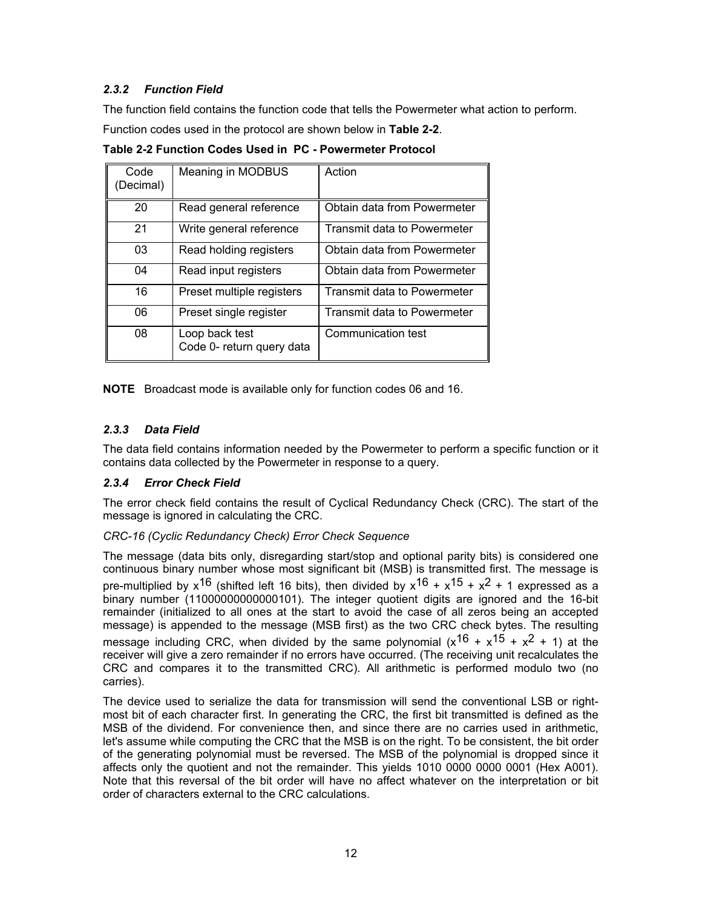### *2.3.2 Function Field*

The function field contains the function code that tells the Powermeter what action to perform.

Function codes used in the protocol are shown below in **Table 2-2**.

**Table 2-2 Function Codes Used in PC - Powermeter Protocol**

| Code (Decimal) | Meaning in MODBUS | Action |
|---|---|---|
| 20 | Read general reference | Obtain data from Powermeter |
| 21 | Write general reference | Transmit data to Powermeter |
| 03 | Read holding registers | Obtain data from Powermeter |
| 04 | Read input registers | Obtain data from Powermeter |
| 16 | Preset multiple registers | Transmit data to Powermeter |
| 06 | Preset single register | Transmit data to Powermeter |
| 08 | Loop back test<br>Code 0- return query data | Communication test |

**NOTE** Broadcast mode is available only for function codes 06 and 16.

### *2.3.3 Data Field*

The data field contains information needed by the Powermeter to perform a specific function or it contains data collected by the Powermeter in response to a query.

### *2.3.4 Error Check Field*

The error check field contains the result of Cyclical Redundancy Check (CRC). The start of the message is ignored in calculating the CRC.

*CRC-16 (Cyclic Redundancy Check) Error Check Sequence*

The message (data bits only, disregarding start/stop and optional parity bits) is considered one continuous binary number whose most significant bit (MSB) is transmitted first. The message is pre-multiplied by $x^{16}$ (shifted left 16 bits), then divided by $x^{16} + x^{15} + x^{2} + 1$ expressed as a binary number (11000000000000101). The integer quotient digits are ignored and the 16-bit remainder (initialized to all ones at the start to avoid the case of all zeros being an accepted message) is appended to the message (MSB first) as the two CRC check bytes. The resulting message including CRC, when divided by the same polynomial ($x^{16} + x^{15} + x^{2} + 1$) at the receiver will give a zero remainder if no errors have occurred. (The receiving unit recalculates the CRC and compares it to the transmitted CRC). All arithmetic is performed modulo two (no carries).

The device used to serialize the data for transmission will send the conventional LSB or right-most bit of each character first. In generating the CRC, the first bit transmitted is defined as the MSB of the dividend. For convenience then, and since there are no carries used in arithmetic, let's assume while computing the CRC that the MSB is on the right. To be consistent, the bit order of the generating polynomial must be reversed. The MSB of the polynomial is dropped since it affects only the quotient and not the remainder. This yields 1010 0000 0000 0001 (Hex A001). Note that this reversal of the bit order will have no affect whatever on the interpretation or bit order of characters external to the CRC calculations.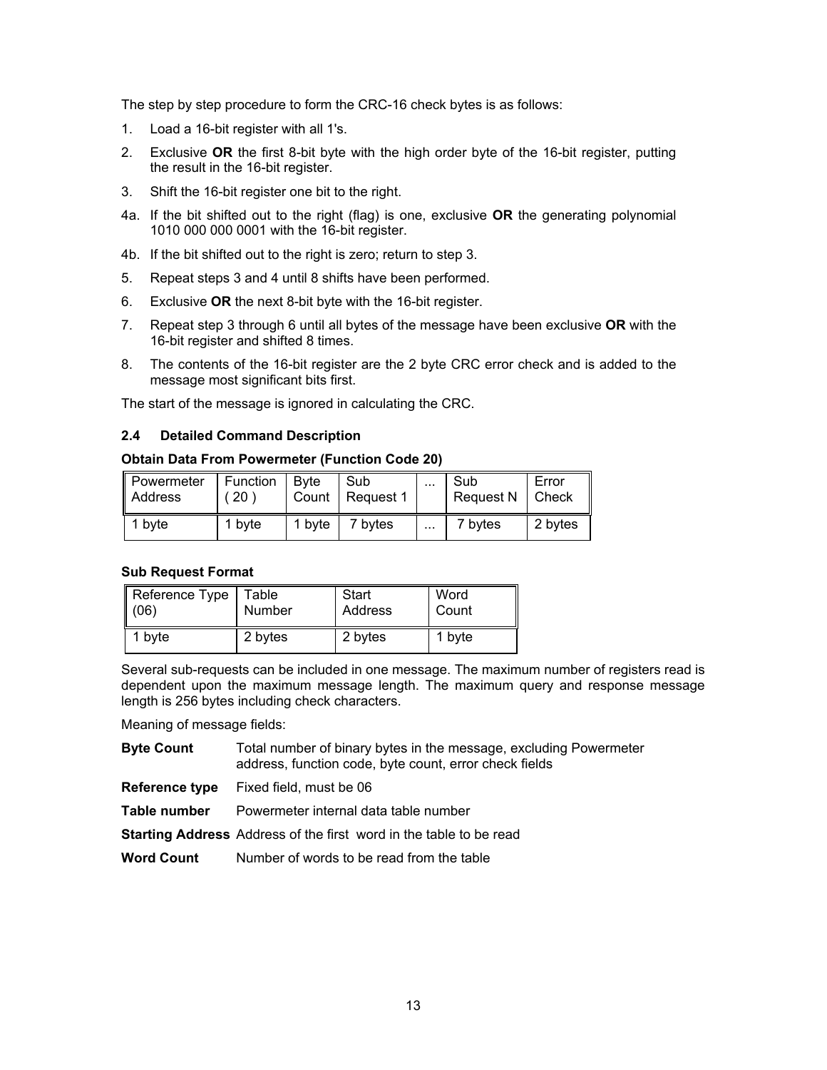The step by step procedure to form the CRC-16 check bytes is as follows:

1. Load a 16-bit register with all 1's.
2. Exclusive **OR** the first 8-bit byte with the high order byte of the 16-bit register, putting the result in the 16-bit register.
3. Shift the 16-bit register one bit to the right.

4a. If the bit shifted out to the right (flag) is one, exclusive **OR** the generating polynomial 1010 000 000 0001 with the 16-bit register.

4b. If the bit shifted out to the right is zero; return to step 3.

5. Repeat steps 3 and 4 until 8 shifts have been performed.
6. Exclusive **OR** the next 8-bit byte with the 16-bit register.
7. Repeat step 3 through 6 until all bytes of the message have been exclusive **OR** with the 16-bit register and shifted 8 times.
8. The contents of the 16-bit register are the 2 byte CRC error check and is added to the message most significant bits first.

The start of the message is ignored in calculating the CRC.

### 2.4 Detailed Command Description

**Obtain Data From Powermeter (Function Code 20)**

| Powermeter Address | Function ( 20 ) | Byte Count | Sub Request 1 | ... | Sub Request N | Error Check |
|---|---|---|---|---|---|---|
| 1 byte | 1 byte | 1 byte | 7 bytes | ... | 7 bytes | 2 bytes |

**Sub Request Format**

| Reference Type (06) | Table Number | Start Address | Word Count |
|---|---|---|---|
| 1 byte | 2 bytes | 2 bytes | 1 byte |

Several sub-requests can be included in one message. The maximum number of registers read is dependent upon the maximum message length. The maximum query and response message length is 256 bytes including check characters.

Meaning of message fields:

**Byte Count** Total number of binary bytes in the message, excluding Powermeter address, function code, byte count, error check fields

**Reference type** Fixed field, must be 06

**Table number** Powermeter internal data table number

**Starting Address** Address of the first word in the table to be read

**Word Count** Number of words to be read from the table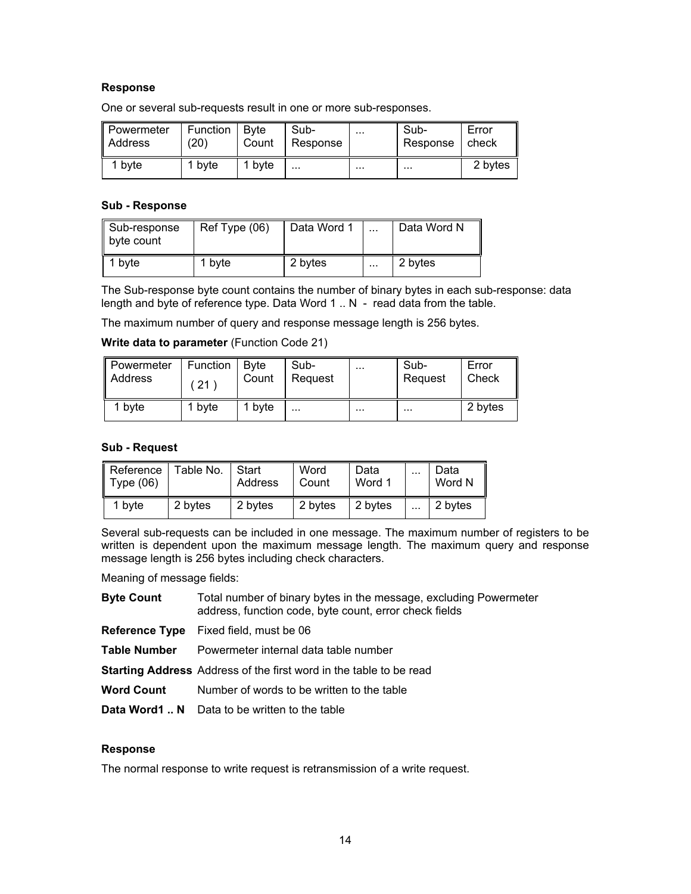**Response**

One or several sub-requests result in one or more sub-responses.

| Powermeter Address | Function (20) | Byte Count | Sub-Response | ... | Sub-Response | Error check |
|---|---|---|---|---|---|---|
| 1 byte | 1 byte | 1 byte | ... | ... | ... | 2 bytes |

**Sub - Response**

| Sub-response byte count | Ref Type (06) | Data Word 1 | ... | Data Word N |
|---|---|---|---|---|
| 1 byte | 1 byte | 2 bytes | ... | 2 bytes |

The Sub-response byte count contains the number of binary bytes in each sub-response: data length and byte of reference type. Data Word 1 .. N - read data from the table.

The maximum number of query and response message length is 256 bytes.

**Write data to parameter** (Function Code 21)

| Powermeter Address | Function ( 21 ) | Byte Count | Sub-Request | ... | Sub-Request | Error Check |
|---|---|---|---|---|---|---|
| 1 byte | 1 byte | 1 byte | ... | ... | ... | 2 bytes |

**Sub - Request**

| Reference Type (06) | Table No. | Start Address | Word Count | Data Word 1 | ... | Data Word N |
|---|---|---|---|---|---|---|
| 1 byte | 2 bytes | 2 bytes | 2 bytes | 2 bytes | ... | 2 bytes |

Several sub-requests can be included in one message. The maximum number of registers to be written is dependent upon the maximum message length. The maximum query and response message length is 256 bytes including check characters.

Meaning of message fields:

**Byte Count** Total number of binary bytes in the message, excluding Powermeter address, function code, byte count, error check fields

**Reference Type** Fixed field, must be 06

**Table Number** Powermeter internal data table number

**Starting Address** Address of the first word in the table to be read

**Word Count** Number of words to be written to the table

**Data Word1 .. N** Data to be written to the table

**Response**

The normal response to write request is retransmission of a write request.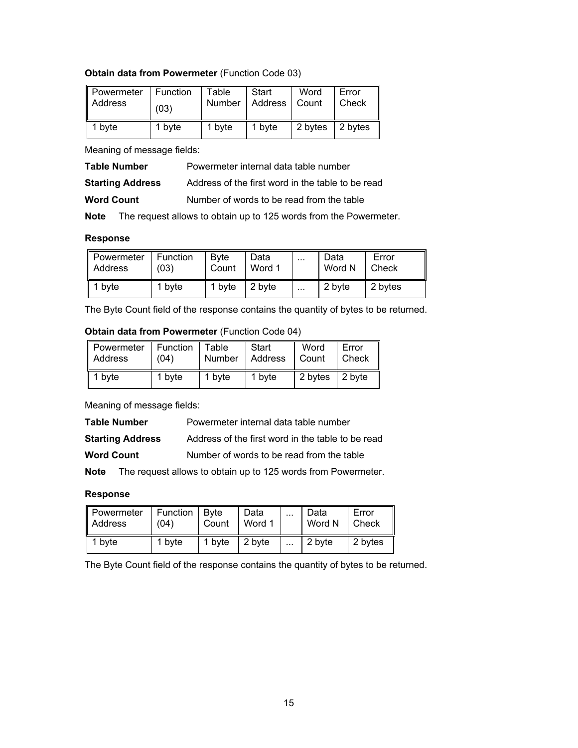**Obtain data from Powermeter** (Function Code 03)

| Powermeter Address | Function (03) | Table Number | Start Address | Word Count | Error Check |
|---|---|---|---|---|---|
| 1 byte | 1 byte | 1 byte | 1 byte | 2 bytes | 2 bytes |

Meaning of message fields:

**Table Number** Powermeter internal data table number

**Starting Address** Address of the first word in the table to be read

**Word Count** Number of words to be read from the table

**Note** The request allows to obtain up to 125 words from the Powermeter.

**Response**

| Powermeter Address | Function (03) | Byte Count | Data Word 1 | ... | Data Word N | Error Check |
|---|---|---|---|---|---|---|
| 1 byte | 1 byte | 1 byte | 2 byte | ... | 2 byte | 2 bytes |

The Byte Count field of the response contains the quantity of bytes to be returned.

**Obtain data from Powermeter** (Function Code 04)

| Powermeter Address | Function (04) | Table Number | Start Address | Word Count | Error Check |
|---|---|---|---|---|---|
| 1 byte | 1 byte | 1 byte | 1 byte | 2 bytes | 2 byte |

Meaning of message fields:

**Table Number** Powermeter internal data table number

**Starting Address** Address of the first word in the table to be read

**Word Count** Number of words to be read from the table

**Note** The request allows to obtain up to 125 words from Powermeter.

**Response**

| Powermeter Address | Function (04) | Byte Count | Data Word 1 | ... | Data Word N | Error Check |
|---|---|---|---|---|---|---|
| 1 byte | 1 byte | 1 byte | 2 byte | ... | 2 byte | 2 bytes |

The Byte Count field of the response contains the quantity of bytes to be returned.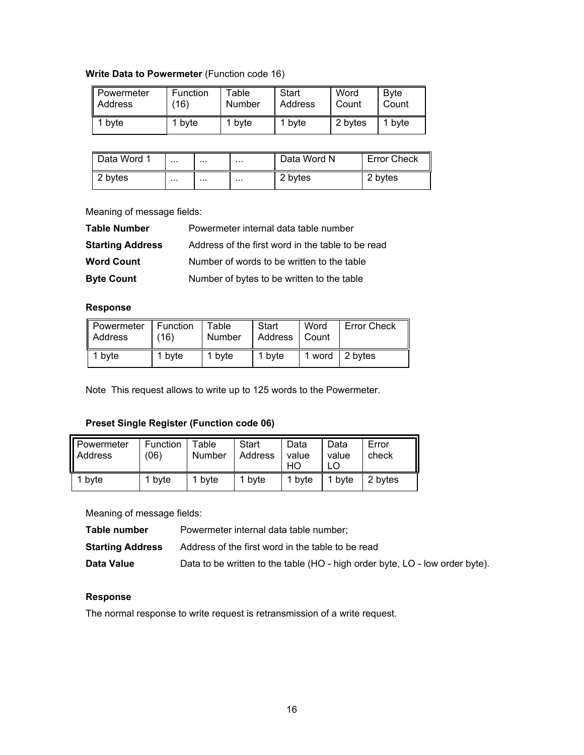**Write Data to Powermeter** (Function code 16)

| Powermeter Address | Function (16) | Table Number | Start Address | Word Count | Byte Count |
|---|---|---|---|---|---|
| 1 byte | 1 byte | 1 byte | 1 byte | 2 bytes | 1 byte |

| Data Word 1 | ... | ... | ... | Data Word N | Error Check |
|---|---|---|---|---|---|
| 2 bytes | ... | ... | ... | 2 bytes | 2 bytes |

Meaning of message fields:

**Table Number** Powermeter internal data table number

**Starting Address** Address of the first word in the table to be read

**Word Count** Number of words to be written to the table

**Byte Count** Number of bytes to be written to the table

**Response**

| Powermeter Address | Function (16) | Table Number | Start Address | Word Count | Error Check |
|---|---|---|---|---|---|
| 1 byte | 1 byte | 1 byte | 1 byte | 1 word | 2 bytes |

Note This request allows to write up to 125 words to the Powermeter.

**Preset Single Register (Function code 06)**

| Powermeter Address | Function (06) | Table Number | Start Address | Data value HO | Data value LO | Error check |
|---|---|---|---|---|---|---|
| 1 byte | 1 byte | 1 byte | 1 byte | 1 byte | 1 byte | 2 bytes |

Meaning of message fields:

**Table number** Powermeter internal data table number;

**Starting Address** Address of the first word in the table to be read

**Data Value** Data to be written to the table (HO - high order byte, LO - low order byte).

**Response**

The normal response to write request is retransmission of a write request.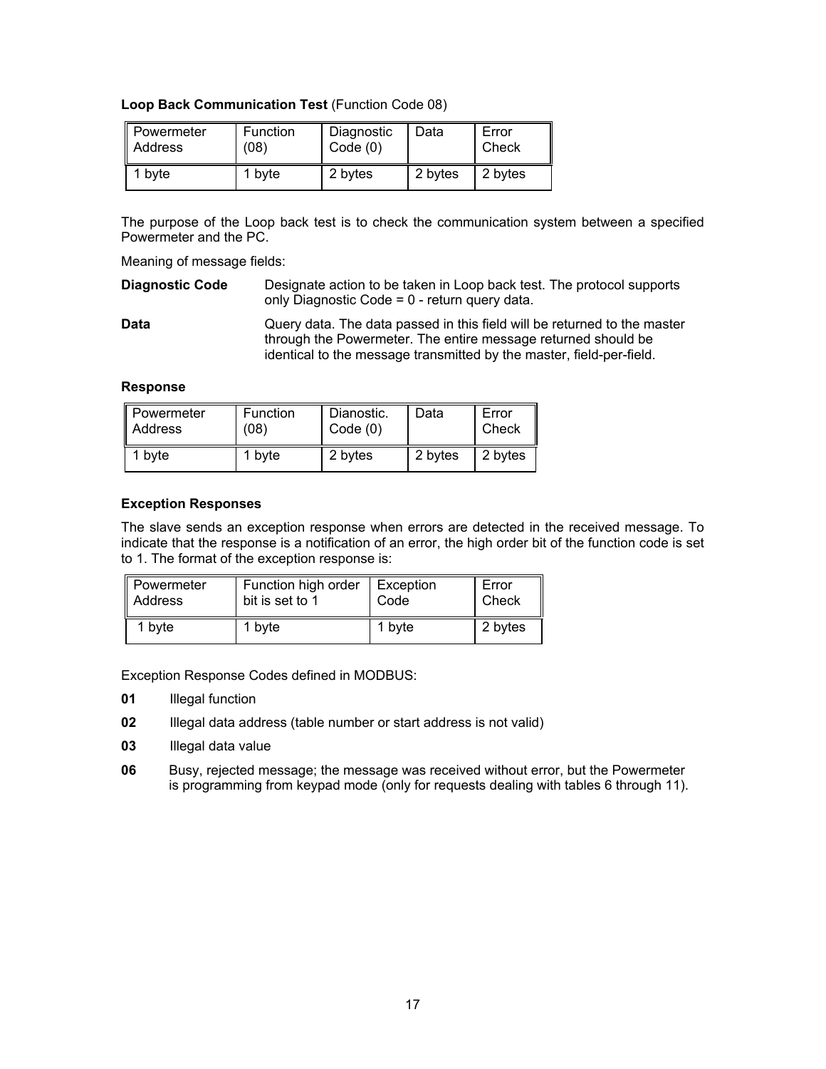**Loop Back Communication Test** (Function Code 08)

| Powermeter Address | Function (08) | Diagnostic Code (0) | Data | Error Check |
|---|---|---|---|---|
| 1 byte | 1 byte | 2 bytes | 2 bytes | 2 bytes |

The purpose of the Loop back test is to check the communication system between a specified Powermeter and the PC.

Meaning of message fields:

**Diagnostic Code** Designate action to be taken in Loop back test. The protocol supports only Diagnostic Code = 0 - return query data.

**Data** Query data. The data passed in this field will be returned to the master through the Powermeter. The entire message returned should be identical to the message transmitted by the master, field-per-field.

**Response**

| Powermeter Address | Function (08) | Dianostic. Code (0) | Data | Error Check |
|---|---|---|---|---|
| 1 byte | 1 byte | 2 bytes | 2 bytes | 2 bytes |

**Exception Responses**

The slave sends an exception response when errors are detected in the received message. To indicate that the response is a notification of an error, the high order bit of the function code is set to 1. The format of the exception response is:

| Powermeter Address | Function high order bit is set to 1 | Exception Code | Error Check |
|---|---|---|---|
| 1 byte | 1 byte | 1 byte | 2 bytes |

Exception Response Codes defined in MODBUS:

**01** Illegal function

**02** Illegal data address (table number or start address is not valid)

**03** Illegal data value

**06** Busy, rejected message; the message was received without error, but the Powermeter is programming from keypad mode (only for requests dealing with tables 6 through 11).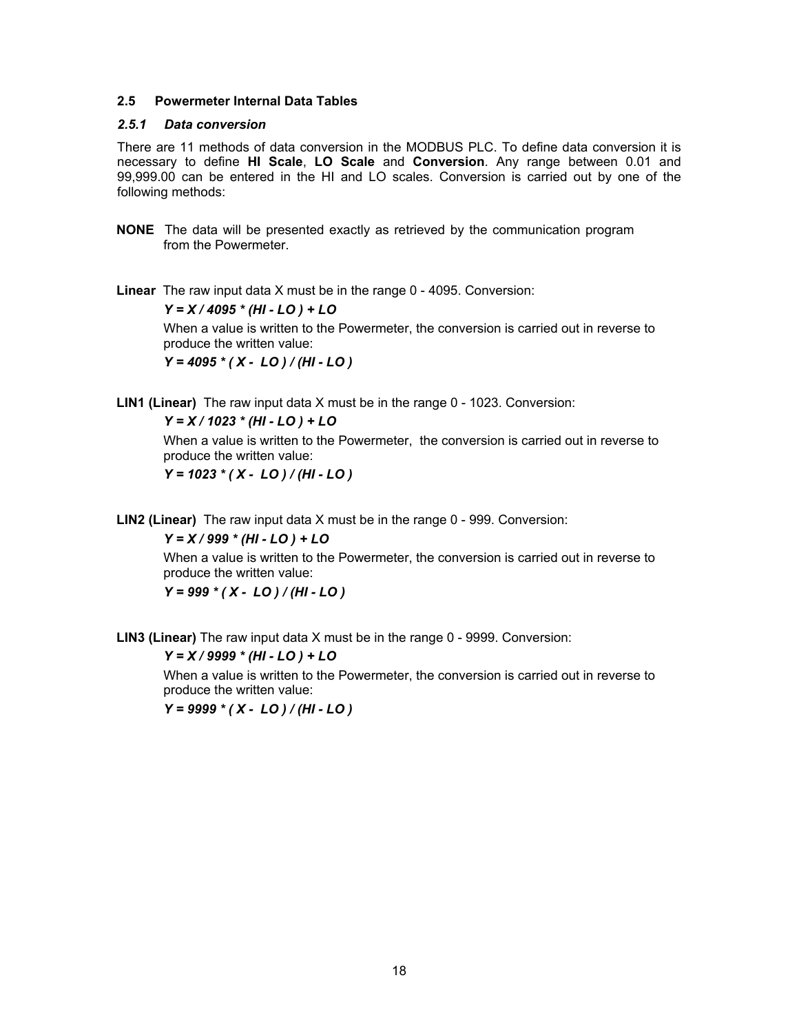## 2.5 Powermeter Internal Data Tables

### *2.5.1 Data conversion*

There are 11 methods of data conversion in the MODBUS PLC. To define data conversion it is necessary to define **HI Scale**, **LO Scale** and **Conversion**. Any range between 0.01 and 99,999.00 can be entered in the HI and LO scales. Conversion is carried out by one of the following methods:

**NONE** The data will be presented exactly as retrieved by the communication program from the Powermeter.

**Linear** The raw input data X must be in the range 0 - 4095. Conversion:

$$Y = X / 4095 * (HI - LO) + LO$$

When a value is written to the Powermeter, the conversion is carried out in reverse to produce the written value:

$$Y = 4095 * (X - LO) / (HI - LO)$$

**LIN1 (Linear)** The raw input data X must be in the range 0 - 1023. Conversion:

$$Y = X / 1023 * (HI - LO) + LO$$

When a value is written to the Powermeter, the conversion is carried out in reverse to produce the written value:

$$Y = 1023 * (X - LO) / (HI - LO)$$

**LIN2 (Linear)** The raw input data X must be in the range 0 - 999. Conversion:

$$Y = X / 999 * (HI - LO) + LO$$

When a value is written to the Powermeter, the conversion is carried out in reverse to produce the written value:

$$Y = 999 * (X - LO) / (HI - LO)$$

**LIN3 (Linear)** The raw input data X must be in the range 0 - 9999. Conversion:

$$Y = X / 9999 * (HI - LO) + LO$$

When a value is written to the Powermeter, the conversion is carried out in reverse to produce the written value:

$$Y = 9999 * (X - LO) / (HI - LO)$$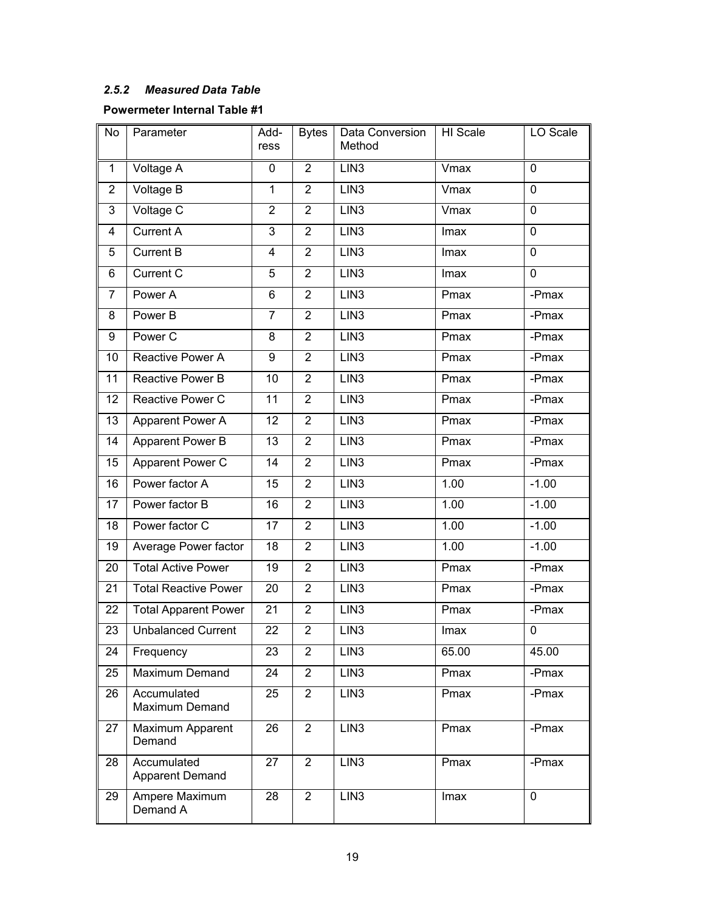### *2.5.2 Measured Data Table*

**Powermeter Internal Table #1**

| No | Parameter | Add-ress | Bytes | Data Conversion Method | HI Scale | LO Scale |
|---|---|---|---|---|---|---|
| 1 | Voltage A | 0 | 2 | LIN3 | Vmax | 0 |
| 2 | Voltage B | 1 | 2 | LIN3 | Vmax | 0 |
| 3 | Voltage C | 2 | 2 | LIN3 | Vmax | 0 |
| 4 | Current A | 3 | 2 | LIN3 | Imax | 0 |
| 5 | Current B | 4 | 2 | LIN3 | Imax | 0 |
| 6 | Current C | 5 | 2 | LIN3 | Imax | 0 |
| 7 | Power A | 6 | 2 | LIN3 | Pmax | -Pmax |
| 8 | Power B | 7 | 2 | LIN3 | Pmax | -Pmax |
| 9 | Power C | 8 | 2 | LIN3 | Pmax | -Pmax |
| 10 | Reactive Power A | 9 | 2 | LIN3 | Pmax | -Pmax |
| 11 | Reactive Power B | 10 | 2 | LIN3 | Pmax | -Pmax |
| 12 | Reactive Power C | 11 | 2 | LIN3 | Pmax | -Pmax |
| 13 | Apparent Power A | 12 | 2 | LIN3 | Pmax | -Pmax |
| 14 | Apparent Power B | 13 | 2 | LIN3 | Pmax | -Pmax |
| 15 | Apparent Power C | 14 | 2 | LIN3 | Pmax | -Pmax |
| 16 | Power factor A | 15 | 2 | LIN3 | 1.00 | -1.00 |
| 17 | Power factor B | 16 | 2 | LIN3 | 1.00 | -1.00 |
| 18 | Power factor C | 17 | 2 | LIN3 | 1.00 | -1.00 |
| 19 | Average Power factor | 18 | 2 | LIN3 | 1.00 | -1.00 |
| 20 | Total Active Power | 19 | 2 | LIN3 | Pmax | -Pmax |
| 21 | Total Reactive Power | 20 | 2 | LIN3 | Pmax | -Pmax |
| 22 | Total Apparent Power | 21 | 2 | LIN3 | Pmax | -Pmax |
| 23 | Unbalanced Current | 22 | 2 | LIN3 | Imax | 0 |
| 24 | Frequency | 23 | 2 | LIN3 | 65.00 | 45.00 |
| 25 | Maximum Demand | 24 | 2 | LIN3 | Pmax | -Pmax |
| 26 | Accumulated Maximum Demand | 25 | 2 | LIN3 | Pmax | -Pmax |
| 27 | Maximum Apparent Demand | 26 | 2 | LIN3 | Pmax | -Pmax |
| 28 | Accumulated Apparent Demand | 27 | 2 | LIN3 | Pmax | -Pmax |
| 29 | Ampere Maximum Demand A | 28 | 2 | LIN3 | Imax | 0 |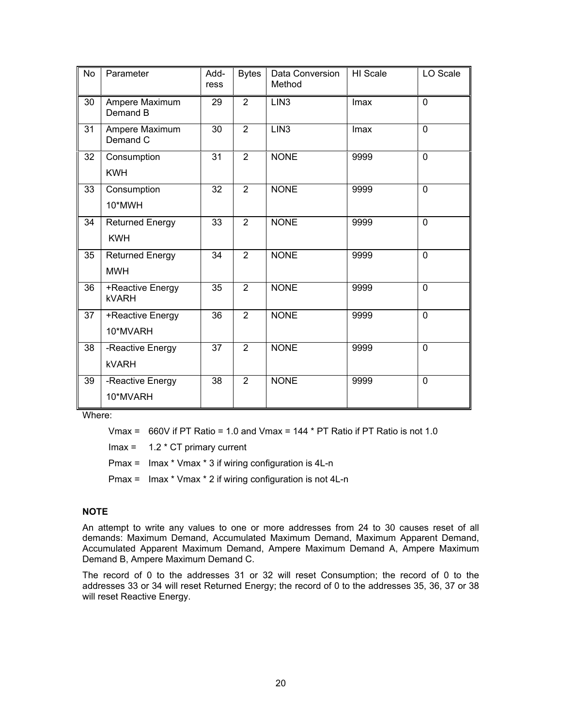| No | Parameter | Address | Bytes | Data Conversion Method | HI Scale | LO Scale |
|---|---|---|---|---|---|---|
| 30 | Ampere Maximum Demand B | 29 | 2 | LIN3 | Imax | 0 |
| 31 | Ampere Maximum Demand C | 30 | 2 | LIN3 | Imax | 0 |
| 32 | Consumption KWH | 31 | 2 | NONE | 9999 | 0 |
| 33 | Consumption 10*MWH | 32 | 2 | NONE | 9999 | 0 |
| 34 | Returned Energy KWH | 33 | 2 | NONE | 9999 | 0 |
| 35 | Returned Energy MWH | 34 | 2 | NONE | 9999 | 0 |
| 36 | +Reactive Energy kVARH | 35 | 2 | NONE | 9999 | 0 |
| 37 | +Reactive Energy 10*MVARH | 36 | 2 | NONE | 9999 | 0 |
| 38 | -Reactive Energy kVARH | 37 | 2 | NONE | 9999 | 0 |
| 39 | -Reactive Energy 10*MVARH | 38 | 2 | NONE | 9999 | 0 |

Where:

Vmax = 660V if PT Ratio = 1.0 and Vmax = 144 * PT Ratio if PT Ratio is not 1.0

Imax = 1.2 * CT primary current

Pmax = Imax * Vmax * 3 if wiring configuration is 4L-n

Pmax = Imax * Vmax * 2 if wiring configuration is not 4L-n

**NOTE**

An attempt to write any values to one or more addresses from 24 to 30 causes reset of all demands: Maximum Demand, Accumulated Maximum Demand, Maximum Apparent Demand, Accumulated Apparent Maximum Demand, Ampere Maximum Demand A, Ampere Maximum Demand B, Ampere Maximum Demand C.

The record of 0 to the addresses 31 or 32 will reset Consumption; the record of 0 to the addresses 33 or 34 will reset Returned Energy; the record of 0 to the addresses 35, 36, 37 or 38 will reset Reactive Energy.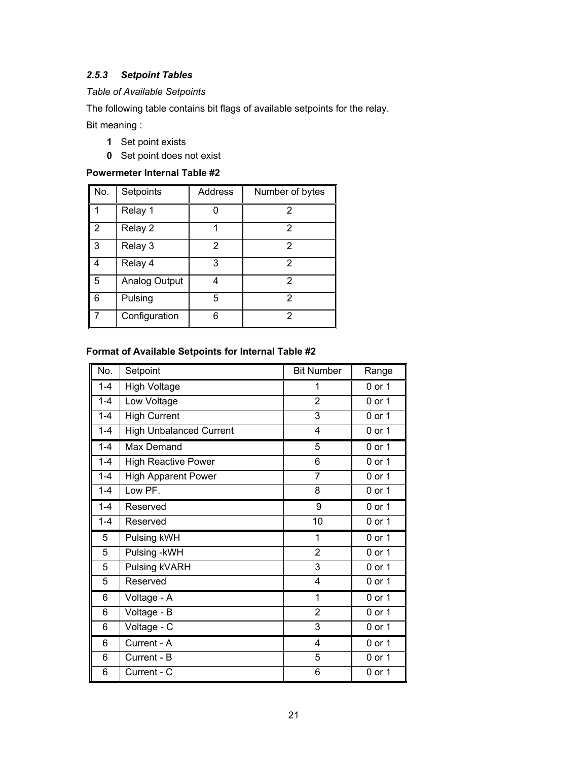### *2.5.3 Setpoint Tables*

*Table of Available Setpoints*

The following table contains bit flags of available setpoints for the relay.

Bit meaning :

- **1** Set point exists
- **0** Set point does not exist

**Powermeter Internal Table #2**

| No. | Setpoints | Address | Number of bytes |
|---|---|---|---|
| 1 | Relay 1 | 0 | 2 |
| 2 | Relay 2 | 1 | 2 |
| 3 | Relay 3 | 2 | 2 |
| 4 | Relay 4 | 3 | 2 |
| 5 | Analog Output | 4 | 2 |
| 6 | Pulsing | 5 | 2 |
| 7 | Configuration | 6 | 2 |

**Format of Available Setpoints for Internal Table #2**

| No. | Setpoint | Bit Number | Range |
|---|---|---|---|
| 1-4 | High Voltage | 1 | 0 or 1 |
| 1-4 | Low Voltage | 2 | 0 or 1 |
| 1-4 | High Current | 3 | 0 or 1 |
| 1-4 | High Unbalanced Current | 4 | 0 or 1 |
| 1-4 | Max Demand | 5 | 0 or 1 |
| 1-4 | High Reactive Power | 6 | 0 or 1 |
| 1-4 | High Apparent Power | 7 | 0 or 1 |
| 1-4 | Low PF. | 8 | 0 or 1 |
| 1-4 | Reserved | 9 | 0 or 1 |
| 1-4 | Reserved | 10 | 0 or 1 |
| 5 | Pulsing kWH | 1 | 0 or 1 |
| 5 | Pulsing -kWH | 2 | 0 or 1 |
| 5 | Pulsing kVARH | 3 | 0 or 1 |
| 5 | Reserved | 4 | 0 or 1 |
| 6 | Voltage - A | 1 | 0 or 1 |
| 6 | Voltage - B | 2 | 0 or 1 |
| 6 | Voltage - C | 3 | 0 or 1 |
| 6 | Current - A | 4 | 0 or 1 |
| 6 | Current - B | 5 | 0 or 1 |
| 6 | Current - C | 6 | 0 or 1 |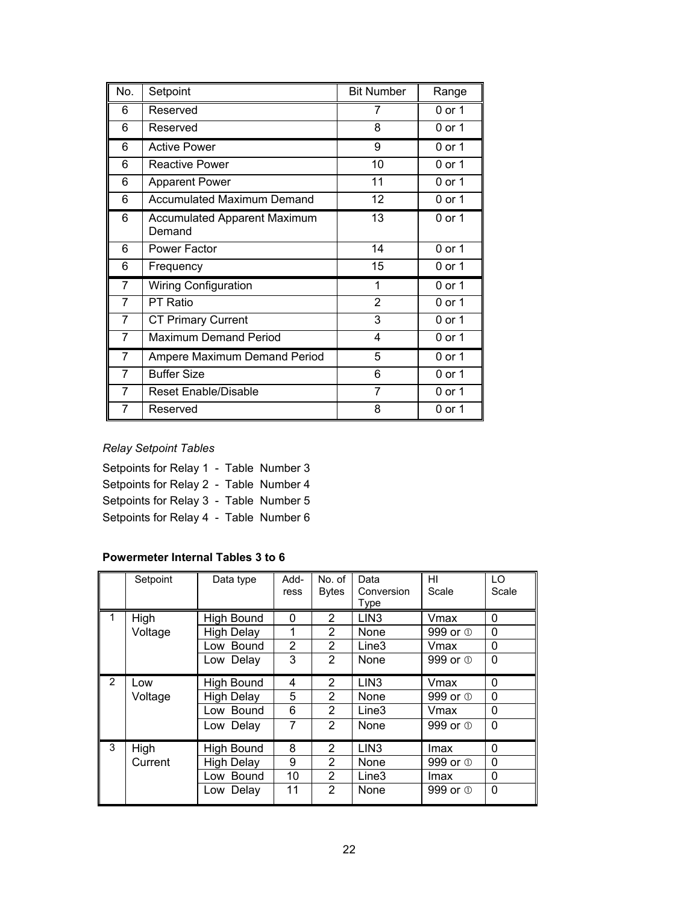| No. | Setpoint | Bit Number | Range |
|---|---|---|---|
| 6 | Reserved | 7 | 0 or 1 |
| 6 | Reserved | 8 | 0 or 1 |
| 6 | Active Power | 9 | 0 or 1 |
| 6 | Reactive Power | 10 | 0 or 1 |
| 6 | Apparent Power | 11 | 0 or 1 |
| 6 | Accumulated Maximum Demand | 12 | 0 or 1 |
| 6 | Accumulated Apparent Maximum Demand | 13 | 0 or 1 |
| 6 | Power Factor | 14 | 0 or 1 |
| 6 | Frequency | 15 | 0 or 1 |
| 7 | Wiring Configuration | 1 | 0 or 1 |
| 7 | PT Ratio | 2 | 0 or 1 |
| 7 | CT Primary Current | 3 | 0 or 1 |
| 7 | Maximum Demand Period | 4 | 0 or 1 |
| 7 | Ampere Maximum Demand Period | 5 | 0 or 1 |
| 7 | Buffer Size | 6 | 0 or 1 |
| 7 | Reset Enable/Disable | 7 | 0 or 1 |
| 7 | Reserved | 8 | 0 or 1 |

*Relay Setpoint Tables*

Setpoints for Relay 1 - Table Number 3

Setpoints for Relay 2 - Table Number 4

Setpoints for Relay 3 - Table Number 5

Setpoints for Relay 4 - Table Number 6

**Powermeter Internal Tables 3 to 6**

| | Setpoint | Data type | Address | No. of Bytes | Data Conversion Type | HI Scale | LO Scale |
|---|---|---|---|---|---|---|---|
| 1 | High Voltage | High Bound | 0 | 2 | LIN3 | Vmax | 0 |
| | | High Delay | 1 | 2 | None | 999 or ① | 0 |
| | | Low Bound | 2 | 2 | Line3 | Vmax | 0 |
| | | Low Delay | 3 | 2 | None | 999 or ① | 0 |
| 2 | Low Voltage | High Bound | 4 | 2 | LIN3 | Vmax | 0 |
| | | High Delay | 5 | 2 | None | 999 or ① | 0 |
| | | Low Bound | 6 | 2 | Line3 | Vmax | 0 |
| | | Low Delay | 7 | 2 | None | 999 or ① | 0 |
| 3 | High Current | High Bound | 8 | 2 | LIN3 | Imax | 0 |
| | | High Delay | 9 | 2 | None | 999 or ① | 0 |
| | | Low Bound | 10 | 2 | Line3 | Imax | 0 |
| | | Low Delay | 11 | 2 | None | 999 or ① | 0 |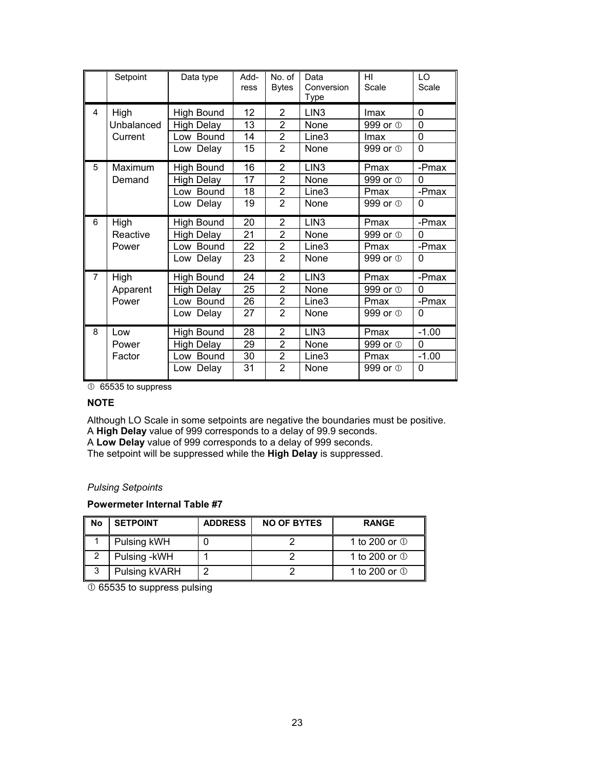| | Setpoint | Data type | Add-ress | No. of Bytes | Data Conversion Type | HI Scale | LO Scale |
|---|---|---|---|---|---|---|---|
| 4 | High Unbalanced Current | High Bound | 12 | 2 | LIN3 | Imax | 0 |
| | | High Delay | 13 | 2 | None | 999 or ① | 0 |
| | | Low Bound | 14 | 2 | Line3 | Imax | 0 |
| | | Low Delay | 15 | 2 | None | 999 or ① | 0 |
| 5 | Maximum Demand | High Bound | 16 | 2 | LIN3 | Pmax | -Pmax |
| | | High Delay | 17 | 2 | None | 999 or ① | 0 |
| | | Low Bound | 18 | 2 | Line3 | Pmax | -Pmax |
| | | Low Delay | 19 | 2 | None | 999 or ① | 0 |
| 6 | High Reactive Power | High Bound | 20 | 2 | LIN3 | Pmax | -Pmax |
| | | High Delay | 21 | 2 | None | 999 or ① | 0 |
| | | Low Bound | 22 | 2 | Line3 | Pmax | -Pmax |
| | | Low Delay | 23 | 2 | None | 999 or ① | 0 |
| 7 | High Apparent Power | High Bound | 24 | 2 | LIN3 | Pmax | -Pmax |
| | | High Delay | 25 | 2 | None | 999 or ① | 0 |
| | | Low Bound | 26 | 2 | Line3 | Pmax | -Pmax |
| | | Low Delay | 27 | 2 | None | 999 or ① | 0 |
| 8 | Low Power Factor | High Bound | 28 | 2 | LIN3 | Pmax | -1.00 |
| | | High Delay | 29 | 2 | None | 999 or ① | 0 |
| | | Low Bound | 30 | 2 | Line3 | Pmax | -1.00 |
| | | Low Delay | 31 | 2 | None | 999 or ① | 0 |

① 65535 to suppress

**NOTE**

Although LO Scale in some setpoints are negative the boundaries must be positive.
A **High Delay** value of 999 corresponds to a delay of 99.9 seconds.
A **Low Delay** value of 999 corresponds to a delay of 999 seconds.
The setpoint will be suppressed while the **High Delay** is suppressed.

*Pulsing Setpoints*

**Powermeter Internal Table #7**

| No | SETPOINT | ADDRESS | NO OF BYTES | RANGE |
|---|---|---|---|---|
| 1 | Pulsing kWH | 0 | 2 | 1 to 200 or ① |
| 2 | Pulsing -kWH | 1 | 2 | 1 to 200 or ① |
| 3 | Pulsing kVARH | 2 | 2 | 1 to 200 or ① |

① 65535 to suppress pulsing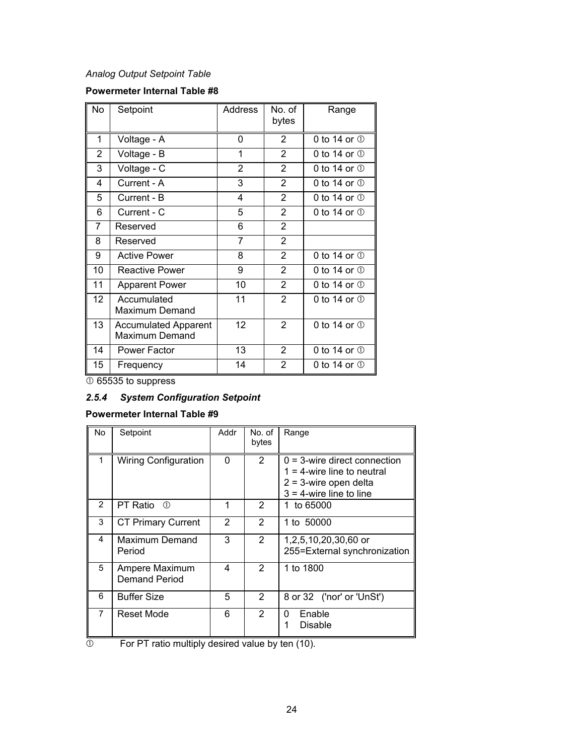*Analog Output Setpoint Table*

**Powermeter Internal Table #8**

| No | Setpoint | Address | No. of bytes | Range |
|---|---|---|---|---|
| 1 | Voltage - A | 0 | 2 | 0 to 14 or ① |
| 2 | Voltage - B | 1 | 2 | 0 to 14 or ① |
| 3 | Voltage - C | 2 | 2 | 0 to 14 or ① |
| 4 | Current - A | 3 | 2 | 0 to 14 or ① |
| 5 | Current - B | 4 | 2 | 0 to 14 or ① |
| 6 | Current - C | 5 | 2 | 0 to 14 or ① |
| 7 | Reserved | 6 | 2 | |
| 8 | Reserved | 7 | 2 | |
| 9 | Active Power | 8 | 2 | 0 to 14 or ① |
| 10 | Reactive Power | 9 | 2 | 0 to 14 or ① |
| 11 | Apparent Power | 10 | 2 | 0 to 14 or ① |
| 12 | Accumulated Maximum Demand | 11 | 2 | 0 to 14 or ① |
| 13 | Accumulated Apparent Maximum Demand | 12 | 2 | 0 to 14 or ① |
| 14 | Power Factor | 13 | 2 | 0 to 14 or ① |
| 15 | Frequency | 14 | 2 | 0 to 14 or ① |

① 65535 to suppress

### *2.5.4 System Configuration Setpoint*

**Powermeter Internal Table #9**

| No | Setpoint | Addr | No. of bytes | Range |
|---|---|---|---|---|
| 1 | Wiring Configuration | 0 | 2 | 0 = 3-wire direct connection<br>1 = 4-wire line to neutral<br>2 = 3-wire open delta<br>3 = 4-wire line to line |
| 2 | PT Ratio ① | 1 | 2 | 1 to 65000 |
| 3 | CT Primary Current | 2 | 2 | 1 to 50000 |
| 4 | Maximum Demand Period | 3 | 2 | 1,2,5,10,20,30,60 or 255=External synchronization |
| 5 | Ampere Maximum Demand Period | 4 | 2 | 1 to 1800 |
| 6 | Buffer Size | 5 | 2 | 8 or 32 ('nor' or 'UnSt') |
| 7 | Reset Mode | 6 | 2 | 0 Enable<br>1 Disable |

① For PT ratio multiply desired value by ten (10).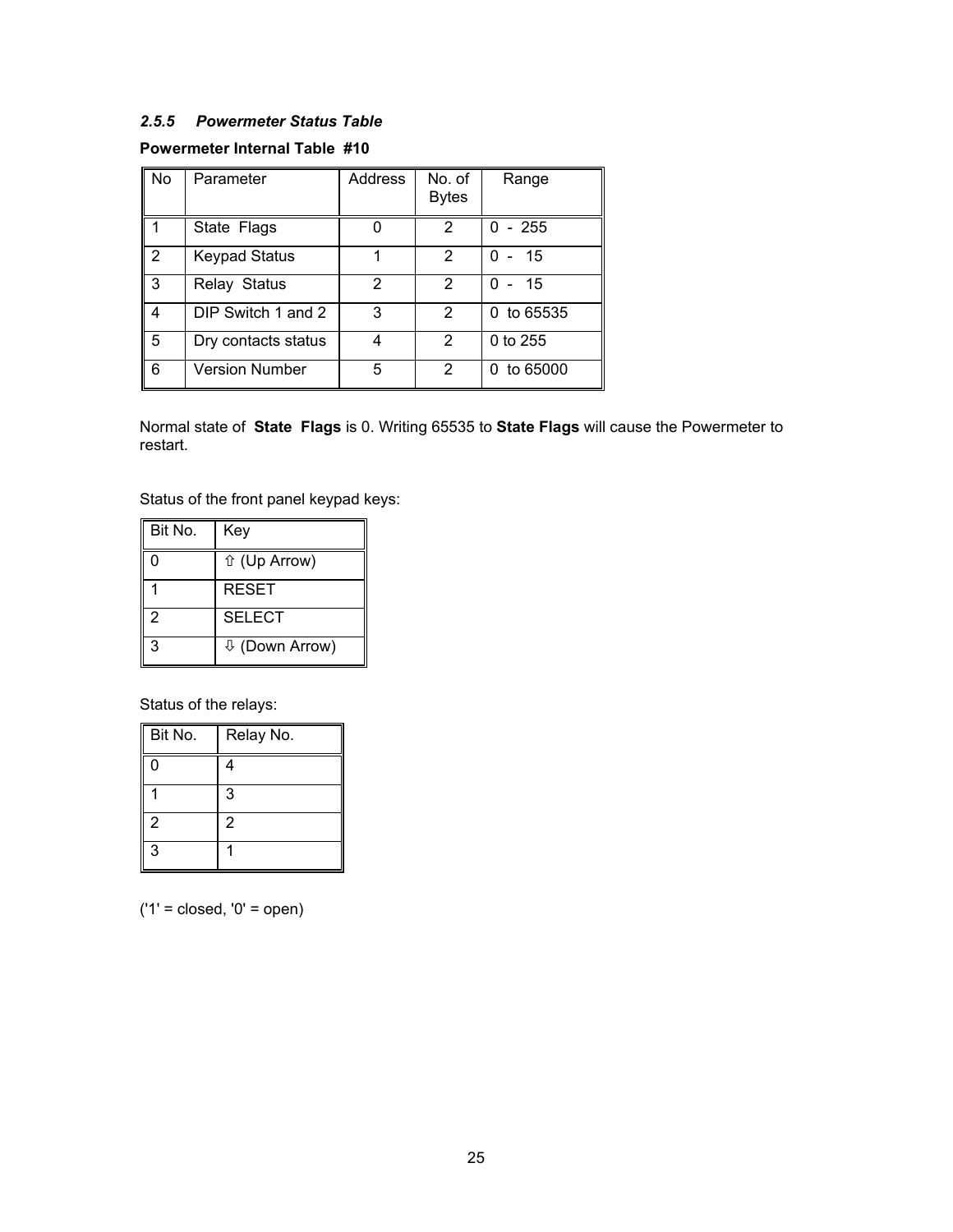### *2.5.5 Powermeter Status Table*

**Powermeter Internal Table #10**

| No | Parameter | Address | No. of Bytes | Range |
|---|---|---|---|---|
| 1 | State Flags | 0 | 2 | 0 - 255 |
| 2 | Keypad Status | 1 | 2 | 0 - 15 |
| 3 | Relay Status | 2 | 2 | 0 - 15 |
| 4 | DIP Switch 1 and 2 | 3 | 2 | 0 to 65535 |
| 5 | Dry contacts status | 4 | 2 | 0 to 255 |
| 6 | Version Number | 5 | 2 | 0 to 65000 |

Normal state of **State Flags** is 0. Writing 65535 to **State Flags** will cause the Powermeter to restart.

Status of the front panel keypad keys:

| Bit No. | Key |
|---|---|
| 0 | ⇧ (Up Arrow) |
| 1 | RESET |
| 2 | SELECT |
| 3 | ⇩ (Down Arrow) |

Status of the relays:

| Bit No. | Relay No. |
|---|---|
| 0 | 4 |
| 1 | 3 |
| 2 | 2 |
| 3 | 1 |

('1' = closed, '0' = open)